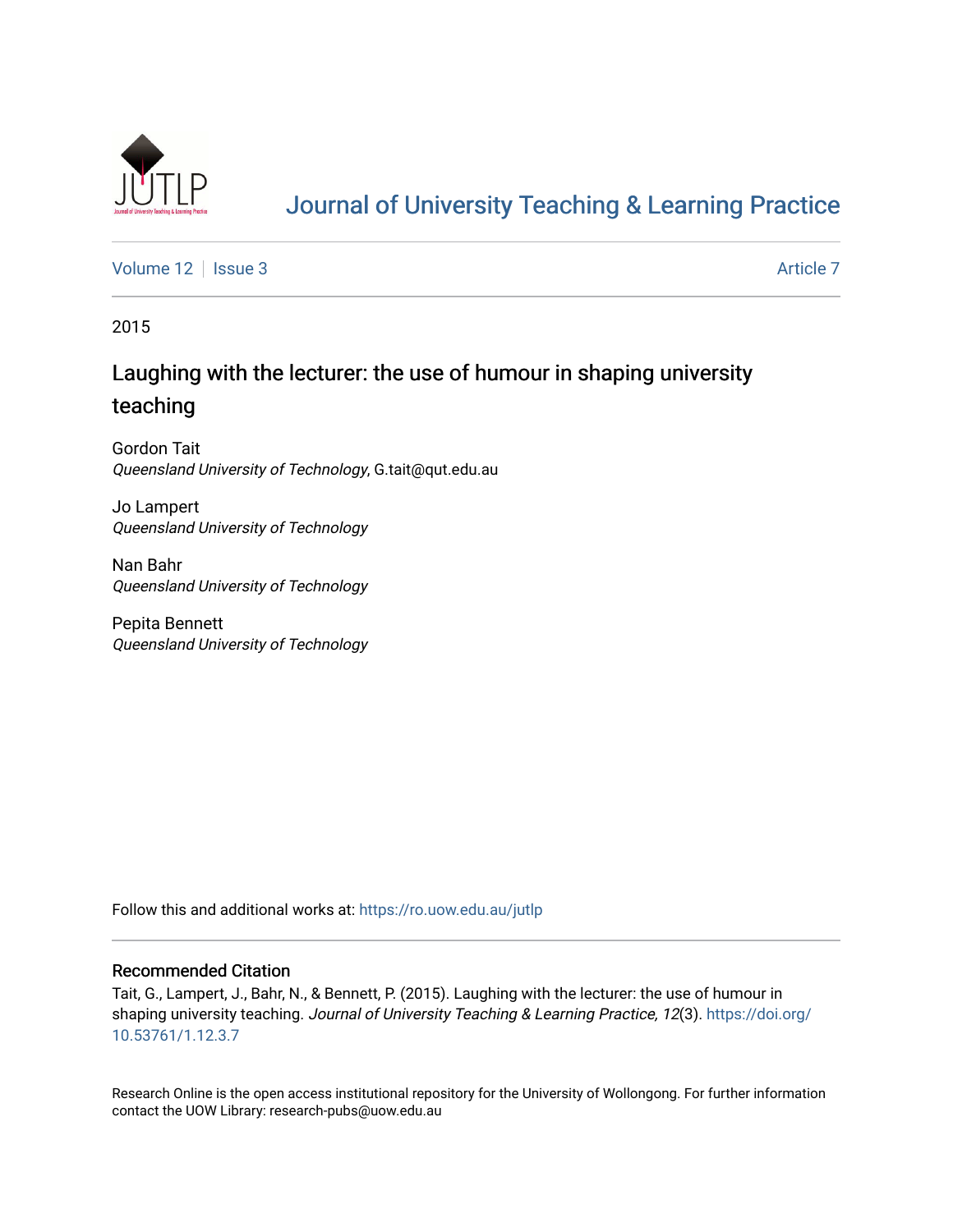# Journal of University Teaching & Learning Practice

Volume 12 | Issue 3 | Article 7

2015

## Laughing with the lecturer: the use of humour in shaping university teaching

Gordon Tait
*Queensland University of Technology*, G.tait@qut.edu.au

Jo Lampert
*Queensland University of Technology*

Nan Bahr
*Queensland University of Technology*

Pepita Bennett
*Queensland University of Technology*

Follow this and additional works at: https://ro.uow.edu.au/jutlp

### Recommended Citation

Tait, G., Lampert, J., Bahr, N., & Bennett, P. (2015). Laughing with the lecturer: the use of humour in shaping university teaching. *Journal of University Teaching & Learning Practice, 12*(3). https://doi.org/10.53761/1.12.3.7

Research Online is the open access institutional repository for the University of Wollongong. For further information contact the UOW Library: research-pubs@uow.edu.au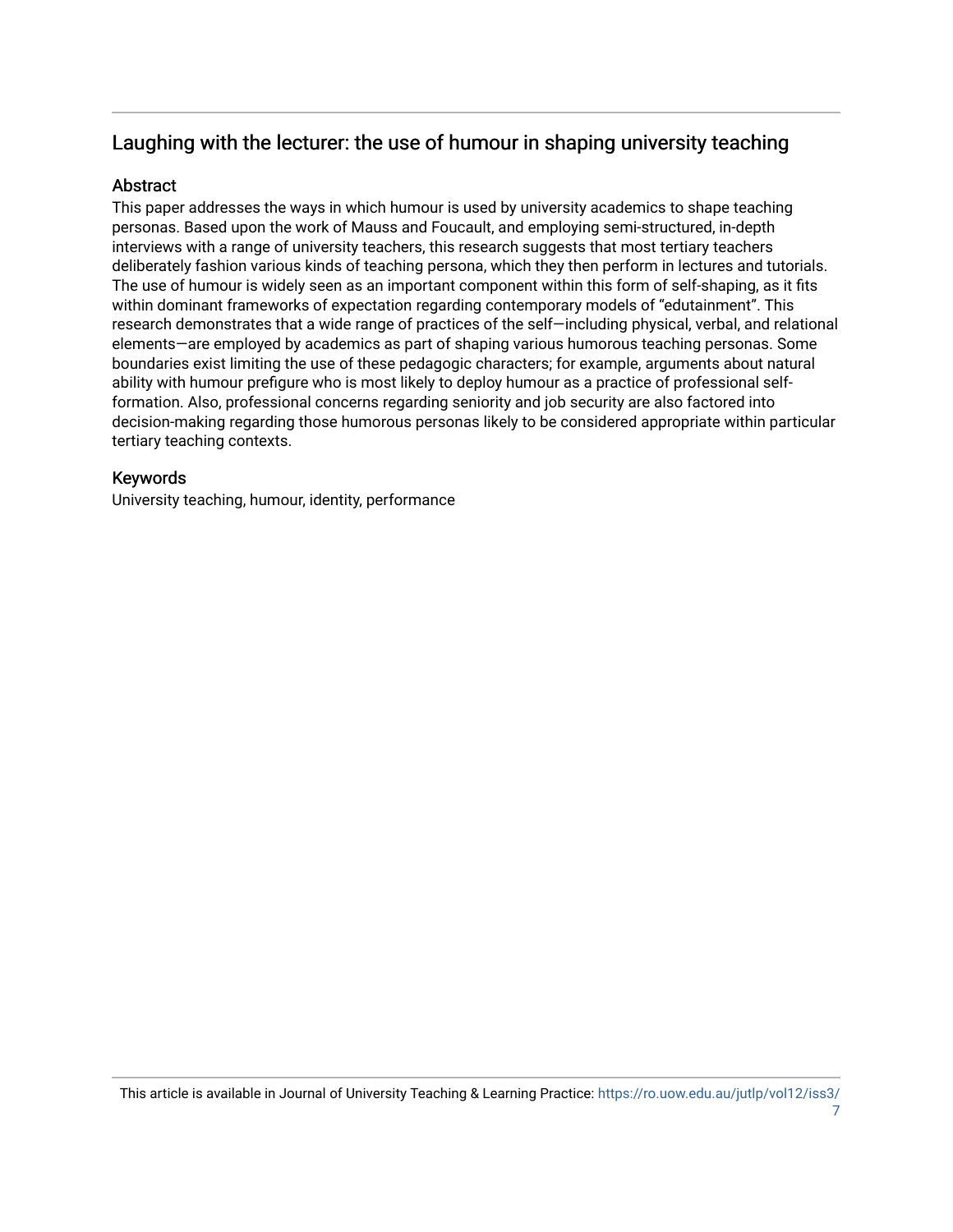## Laughing with the lecturer: the use of humour in shaping university teaching

### Abstract

This paper addresses the ways in which humour is used by university academics to shape teaching personas. Based upon the work of Mauss and Foucault, and employing semi-structured, in-depth interviews with a range of university teachers, this research suggests that most tertiary teachers deliberately fashion various kinds of teaching persona, which they then perform in lectures and tutorials. The use of humour is widely seen as an important component within this form of self-shaping, as it fits within dominant frameworks of expectation regarding contemporary models of "edutainment". This research demonstrates that a wide range of practices of the self—including physical, verbal, and relational elements—are employed by academics as part of shaping various humorous teaching personas. Some boundaries exist limiting the use of these pedagogic characters; for example, arguments about natural ability with humour prefigure who is most likely to deploy humour as a practice of professional self-formation. Also, professional concerns regarding seniority and job security are also factored into decision-making regarding those humorous personas likely to be considered appropriate within particular tertiary teaching contexts.

### Keywords

University teaching, humour, identity, performance

This article is available in Journal of University Teaching & Learning Practice: https://ro.uow.edu.au/jutlp/vol12/iss3/7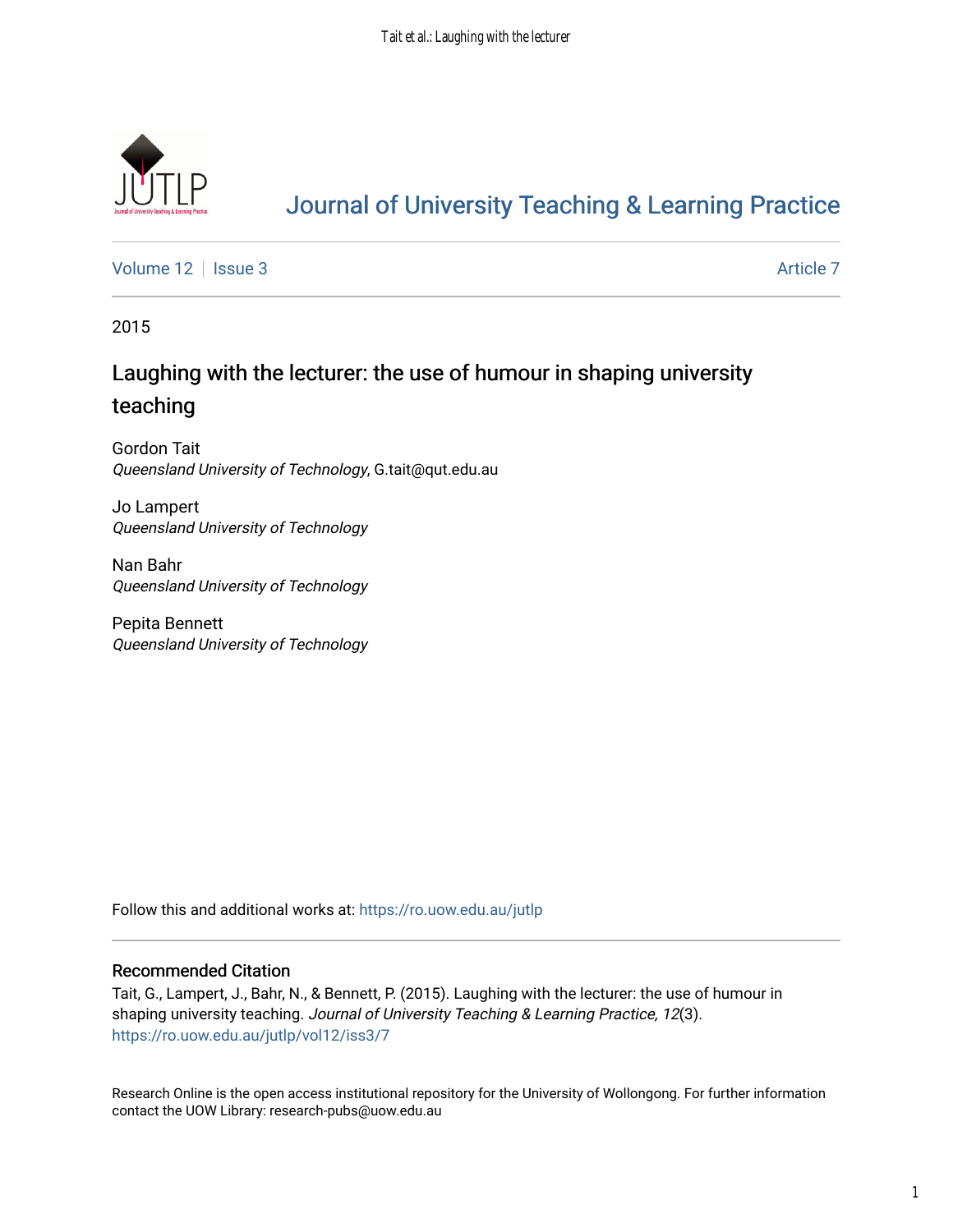# Journal of University Teaching & Learning Practice

Volume 12 | Issue 3 Article 7

2015

## Laughing with the lecturer: the use of humour in shaping university teaching

Gordon Tait
*Queensland University of Technology*, G.tait@qut.edu.au

Jo Lampert
*Queensland University of Technology*

Nan Bahr
*Queensland University of Technology*

Pepita Bennett
*Queensland University of Technology*

Follow this and additional works at: https://ro.uow.edu.au/jutlp

### Recommended Citation

Tait, G., Lampert, J., Bahr, N., & Bennett, P. (2015). Laughing with the lecturer: the use of humour in shaping university teaching. *Journal of University Teaching & Learning Practice, 12*(3). https://ro.uow.edu.au/jutlp/vol12/iss3/7

Research Online is the open access institutional repository for the University of Wollongong. For further information contact the UOW Library: research-pubs@uow.edu.au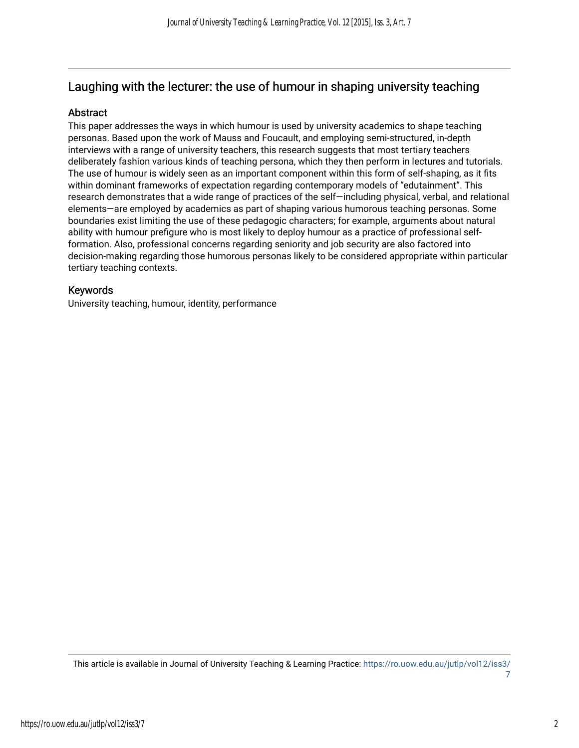## Laughing with the lecturer: the use of humour in shaping university teaching

### Abstract

This paper addresses the ways in which humour is used by university academics to shape teaching personas. Based upon the work of Mauss and Foucault, and employing semi-structured, in-depth interviews with a range of university teachers, this research suggests that most tertiary teachers deliberately fashion various kinds of teaching persona, which they then perform in lectures and tutorials. The use of humour is widely seen as an important component within this form of self-shaping, as it fits within dominant frameworks of expectation regarding contemporary models of "edutainment". This research demonstrates that a wide range of practices of the self—including physical, verbal, and relational elements—are employed by academics as part of shaping various humorous teaching personas. Some boundaries exist limiting the use of these pedagogic characters; for example, arguments about natural ability with humour prefigure who is most likely to deploy humour as a practice of professional self-formation. Also, professional concerns regarding seniority and job security are also factored into decision-making regarding those humorous personas likely to be considered appropriate within particular tertiary teaching contexts.

### Keywords

University teaching, humour, identity, performance

This article is available in Journal of University Teaching & Learning Practice: https://ro.uow.edu.au/jutlp/vol12/iss3/7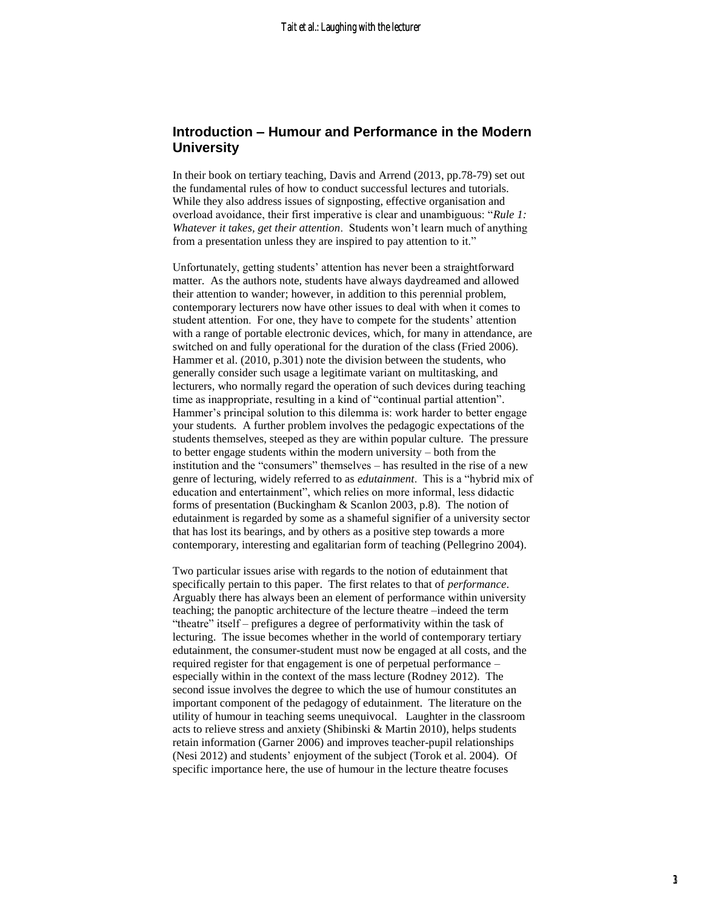## Introduction – Humour and Performance in the Modern University

In their book on tertiary teaching, Davis and Arrend (2013, pp.78-79) set out the fundamental rules of how to conduct successful lectures and tutorials. While they also address issues of signposting, effective organisation and overload avoidance, their first imperative is clear and unambiguous: "*Rule 1: Whatever it takes, get their attention*. Students won't learn much of anything from a presentation unless they are inspired to pay attention to it."

Unfortunately, getting students' attention has never been a straightforward matter. As the authors note, students have always daydreamed and allowed their attention to wander; however, in addition to this perennial problem, contemporary lecturers now have other issues to deal with when it comes to student attention. For one, they have to compete for the students' attention with a range of portable electronic devices, which, for many in attendance, are switched on and fully operational for the duration of the class (Fried 2006). Hammer et al. (2010, p.301) note the division between the students, who generally consider such usage a legitimate variant on multitasking, and lecturers, who normally regard the operation of such devices during teaching time as inappropriate, resulting in a kind of "continual partial attention". Hammer's principal solution to this dilemma is: work harder to better engage your students. A further problem involves the pedagogic expectations of the students themselves, steeped as they are within popular culture. The pressure to better engage students within the modern university – both from the institution and the "consumers" themselves – has resulted in the rise of a new genre of lecturing, widely referred to as *edutainment*. This is a "hybrid mix of education and entertainment", which relies on more informal, less didactic forms of presentation (Buckingham & Scanlon 2003, p.8). The notion of edutainment is regarded by some as a shameful signifier of a university sector that has lost its bearings, and by others as a positive step towards a more contemporary, interesting and egalitarian form of teaching (Pellegrino 2004).

Two particular issues arise with regards to the notion of edutainment that specifically pertain to this paper. The first relates to that of *performance*. Arguably there has always been an element of performance within university teaching; the panoptic architecture of the lecture theatre –indeed the term "theatre" itself – prefigures a degree of performativity within the task of lecturing. The issue becomes whether in the world of contemporary tertiary edutainment, the consumer-student must now be engaged at all costs, and the required register for that engagement is one of perpetual performance – especially within in the context of the mass lecture (Rodney 2012). The second issue involves the degree to which the use of humour constitutes an important component of the pedagogy of edutainment. The literature on the utility of humour in teaching seems unequivocal. Laughter in the classroom acts to relieve stress and anxiety (Shibinski & Martin 2010), helps students retain information (Garner 2006) and improves teacher-pupil relationships (Nesi 2012) and students' enjoyment of the subject (Torok et al. 2004). Of specific importance here, the use of humour in the lecture theatre focuses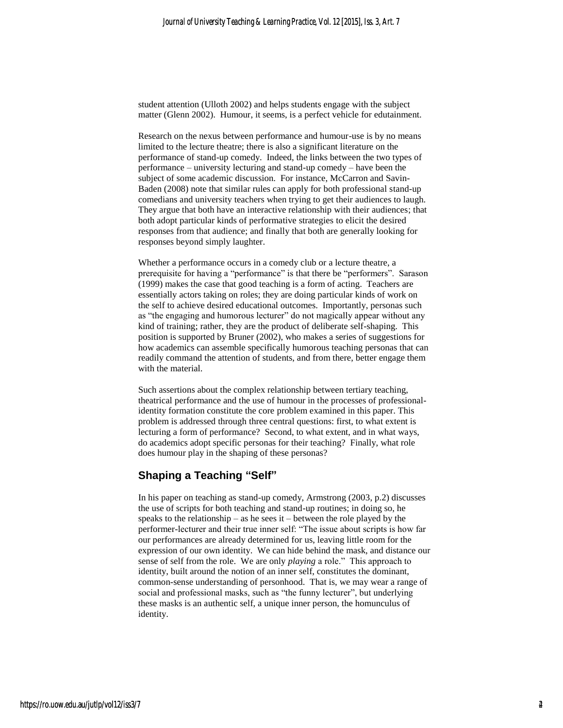student attention (Ulloth 2002) and helps students engage with the subject matter (Glenn 2002). Humour, it seems, is a perfect vehicle for edutainment.

Research on the nexus between performance and humour-use is by no means limited to the lecture theatre; there is also a significant literature on the performance of stand-up comedy. Indeed, the links between the two types of performance – university lecturing and stand-up comedy – have been the subject of some academic discussion. For instance, McCarron and Savin-Baden (2008) note that similar rules can apply for both professional stand-up comedians and university teachers when trying to get their audiences to laugh. They argue that both have an interactive relationship with their audiences; that both adopt particular kinds of performative strategies to elicit the desired responses from that audience; and finally that both are generally looking for responses beyond simply laughter.

Whether a performance occurs in a comedy club or a lecture theatre, a prerequisite for having a "performance" is that there be "performers". Sarason (1999) makes the case that good teaching is a form of acting. Teachers are essentially actors taking on roles; they are doing particular kinds of work on the self to achieve desired educational outcomes. Importantly, personas such as "the engaging and humorous lecturer" do not magically appear without any kind of training; rather, they are the product of deliberate self-shaping. This position is supported by Bruner (2002), who makes a series of suggestions for how academics can assemble specifically humorous teaching personas that can readily command the attention of students, and from there, better engage them with the material.

Such assertions about the complex relationship between tertiary teaching, theatrical performance and the use of humour in the processes of professional-identity formation constitute the core problem examined in this paper. This problem is addressed through three central questions: first, to what extent is lecturing a form of performance? Second, to what extent, and in what ways, do academics adopt specific personas for their teaching? Finally, what role does humour play in the shaping of these personas?

## Shaping a Teaching "Self"

In his paper on teaching as stand-up comedy, Armstrong (2003, p.2) discusses the use of scripts for both teaching and stand-up routines; in doing so, he speaks to the relationship – as he sees it – between the role played by the performer-lecturer and their true inner self: "The issue about scripts is how far our performances are already determined for us, leaving little room for the expression of our own identity. We can hide behind the mask, and distance our sense of self from the role. We are only *playing* a role." This approach to identity, built around the notion of an inner self, constitutes the dominant, common-sense understanding of personhood. That is, we may wear a range of social and professional masks, such as "the funny lecturer", but underlying these masks is an authentic self, a unique inner person, the homunculus of identity.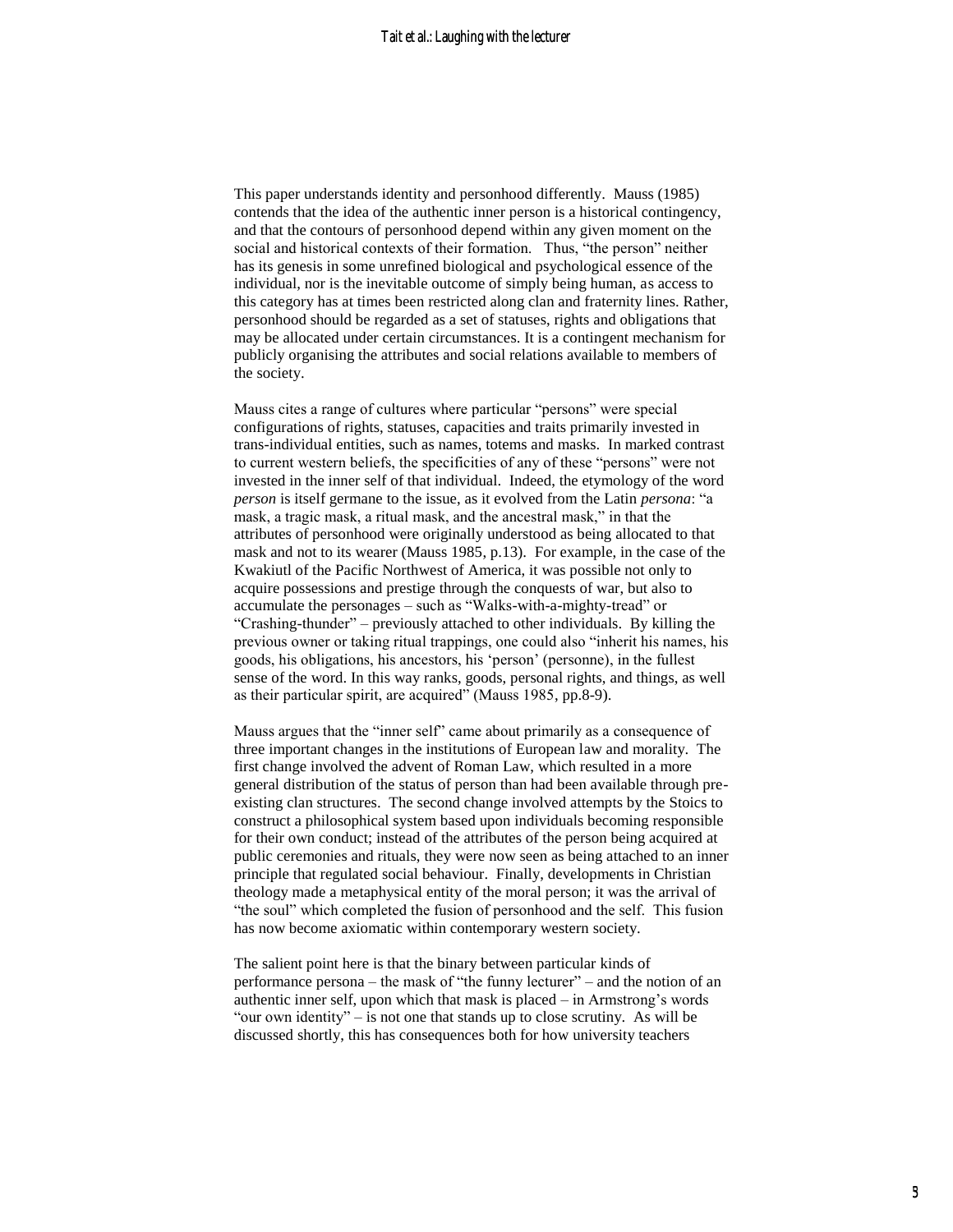This paper understands identity and personhood differently. Mauss (1985) contends that the idea of the authentic inner person is a historical contingency, and that the contours of personhood depend within any given moment on the social and historical contexts of their formation. Thus, "the person" neither has its genesis in some unrefined biological and psychological essence of the individual, nor is the inevitable outcome of simply being human, as access to this category has at times been restricted along clan and fraternity lines. Rather, personhood should be regarded as a set of statuses, rights and obligations that may be allocated under certain circumstances. It is a contingent mechanism for publicly organising the attributes and social relations available to members of the society.

Mauss cites a range of cultures where particular "persons" were special configurations of rights, statuses, capacities and traits primarily invested in trans-individual entities, such as names, totems and masks. In marked contrast to current western beliefs, the specificities of any of these "persons" were not invested in the inner self of that individual. Indeed, the etymology of the word *person* is itself germane to the issue, as it evolved from the Latin *persona*: "a mask, a tragic mask, a ritual mask, and the ancestral mask," in that the attributes of personhood were originally understood as being allocated to that mask and not to its wearer (Mauss 1985, p.13). For example, in the case of the Kwakiutl of the Pacific Northwest of America, it was possible not only to acquire possessions and prestige through the conquests of war, but also to accumulate the personages – such as "Walks-with-a-mighty-tread" or "Crashing-thunder" – previously attached to other individuals. By killing the previous owner or taking ritual trappings, one could also "inherit his names, his goods, his obligations, his ancestors, his 'person' (personne), in the fullest sense of the word. In this way ranks, goods, personal rights, and things, as well as their particular spirit, are acquired" (Mauss 1985, pp.8-9).

Mauss argues that the "inner self" came about primarily as a consequence of three important changes in the institutions of European law and morality. The first change involved the advent of Roman Law, which resulted in a more general distribution of the status of person than had been available through pre-existing clan structures. The second change involved attempts by the Stoics to construct a philosophical system based upon individuals becoming responsible for their own conduct; instead of the attributes of the person being acquired at public ceremonies and rituals, they were now seen as being attached to an inner principle that regulated social behaviour. Finally, developments in Christian theology made a metaphysical entity of the moral person; it was the arrival of "the soul" which completed the fusion of personhood and the self. This fusion has now become axiomatic within contemporary western society.

The salient point here is that the binary between particular kinds of performance persona – the mask of "the funny lecturer" – and the notion of an authentic inner self, upon which that mask is placed – in Armstrong's words "our own identity" – is not one that stands up to close scrutiny. As will be discussed shortly, this has consequences both for how university teachers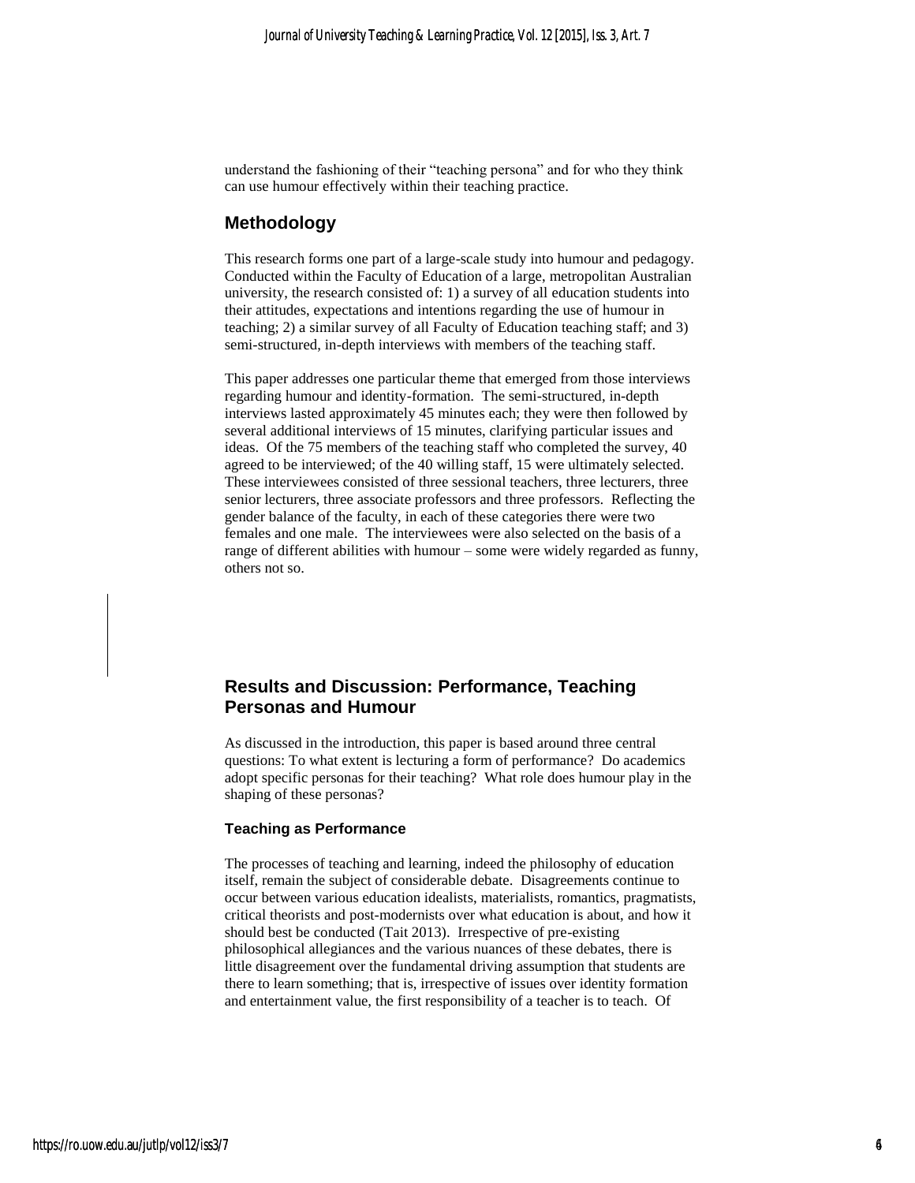understand the fashioning of their "teaching persona" and for who they think can use humour effectively within their teaching practice.

## Methodology

This research forms one part of a large-scale study into humour and pedagogy. Conducted within the Faculty of Education of a large, metropolitan Australian university, the research consisted of: 1) a survey of all education students into their attitudes, expectations and intentions regarding the use of humour in teaching; 2) a similar survey of all Faculty of Education teaching staff; and 3) semi-structured, in-depth interviews with members of the teaching staff.

This paper addresses one particular theme that emerged from those interviews regarding humour and identity-formation. The semi-structured, in-depth interviews lasted approximately 45 minutes each; they were then followed by several additional interviews of 15 minutes, clarifying particular issues and ideas. Of the 75 members of the teaching staff who completed the survey, 40 agreed to be interviewed; of the 40 willing staff, 15 were ultimately selected. These interviewees consisted of three sessional teachers, three lecturers, three senior lecturers, three associate professors and three professors. Reflecting the gender balance of the faculty, in each of these categories there were two females and one male. The interviewees were also selected on the basis of a range of different abilities with humour – some were widely regarded as funny, others not so.

## Results and Discussion: Performance, Teaching Personas and Humour

As discussed in the introduction, this paper is based around three central questions: To what extent is lecturing a form of performance? Do academics adopt specific personas for their teaching? What role does humour play in the shaping of these personas?

### Teaching as Performance

The processes of teaching and learning, indeed the philosophy of education itself, remain the subject of considerable debate. Disagreements continue to occur between various education idealists, materialists, romantics, pragmatists, critical theorists and post-modernists over what education is about, and how it should best be conducted (Tait 2013). Irrespective of pre-existing philosophical allegiances and the various nuances of these debates, there is little disagreement over the fundamental driving assumption that students are there to learn something; that is, irrespective of issues over identity formation and entertainment value, the first responsibility of a teacher is to teach. Of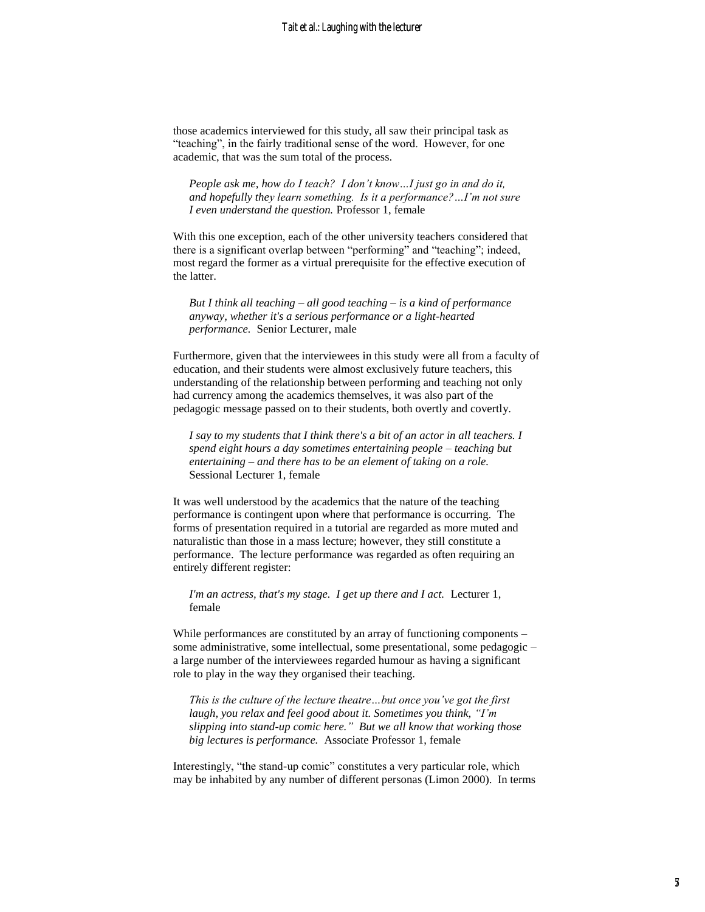those academics interviewed for this study, all saw their principal task as "teaching", in the fairly traditional sense of the word. However, for one academic, that was the sum total of the process.

> *People ask me, how do I teach? I don't know…I just go in and do it, and hopefully they learn something. Is it a performance?…I'm not sure I even understand the question.* Professor 1, female

With this one exception, each of the other university teachers considered that there is a significant overlap between "performing" and "teaching"; indeed, most regard the former as a virtual prerequisite for the effective execution of the latter.

> *But I think all teaching – all good teaching – is a kind of performance anyway, whether it's a serious performance or a light-hearted performance.* Senior Lecturer, male

Furthermore, given that the interviewees in this study were all from a faculty of education, and their students were almost exclusively future teachers, this understanding of the relationship between performing and teaching not only had currency among the academics themselves, it was also part of the pedagogic message passed on to their students, both overtly and covertly.

> *I say to my students that I think there's a bit of an actor in all teachers. I spend eight hours a day sometimes entertaining people – teaching but entertaining – and there has to be an element of taking on a role.* Sessional Lecturer 1, female

It was well understood by the academics that the nature of the teaching performance is contingent upon where that performance is occurring. The forms of presentation required in a tutorial are regarded as more muted and naturalistic than those in a mass lecture; however, they still constitute a performance. The lecture performance was regarded as often requiring an entirely different register:

> *I'm an actress, that's my stage. I get up there and I act.* Lecturer 1, female

While performances are constituted by an array of functioning components – some administrative, some intellectual, some presentational, some pedagogic – a large number of the interviewees regarded humour as having a significant role to play in the way they organised their teaching.

> *This is the culture of the lecture theatre…but once you've got the first laugh, you relax and feel good about it. Sometimes you think, "I'm slipping into stand-up comic here." But we all know that working those big lectures is performance.* Associate Professor 1, female

Interestingly, "the stand-up comic" constitutes a very particular role, which may be inhabited by any number of different personas (Limon 2000). In terms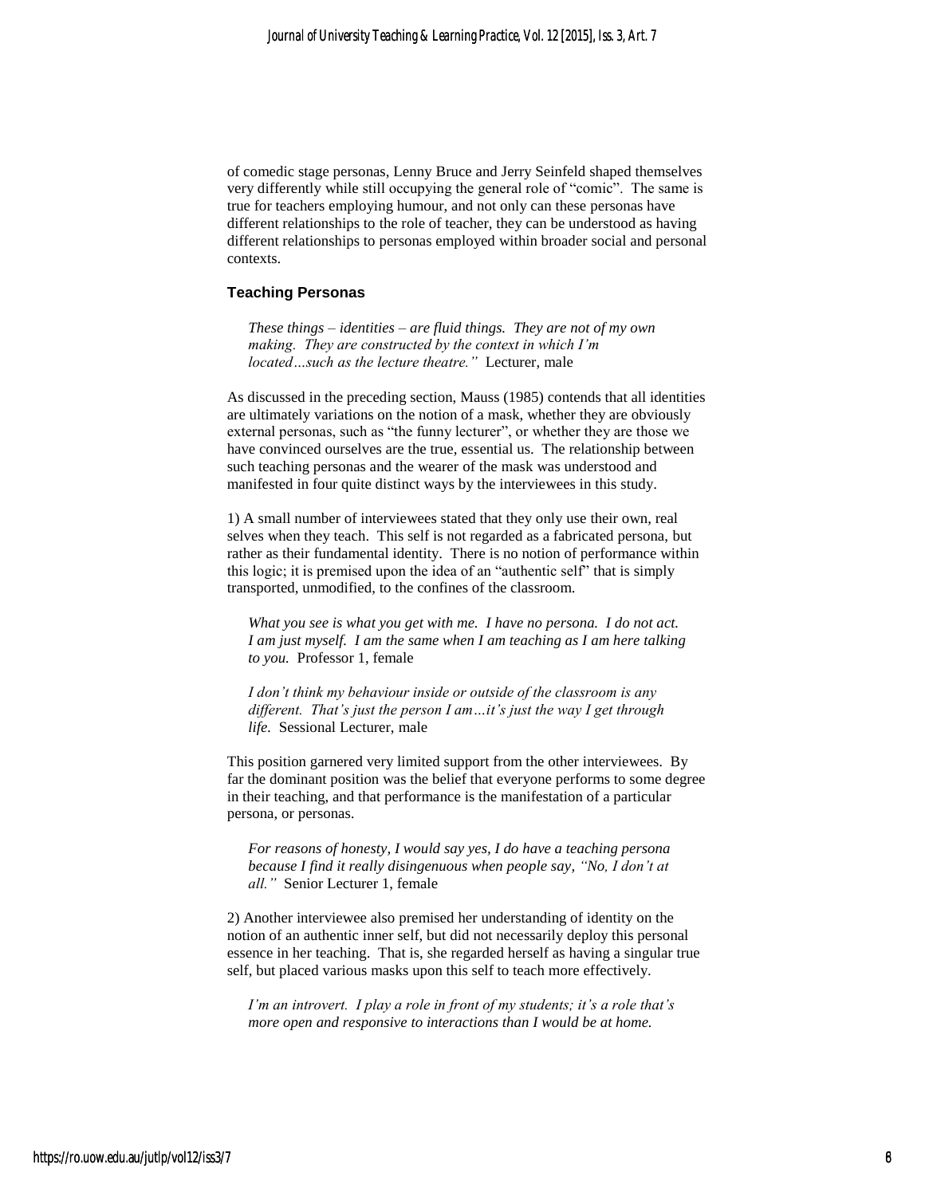of comedic stage personas, Lenny Bruce and Jerry Seinfeld shaped themselves very differently while still occupying the general role of "comic". The same is true for teachers employing humour, and not only can these personas have different relationships to the role of teacher, they can be understood as having different relationships to personas employed within broader social and personal contexts.

### Teaching Personas

> *These things – identities – are fluid things. They are not of my own making. They are constructed by the context in which I'm located…such as the lecture theatre."* Lecturer, male

As discussed in the preceding section, Mauss (1985) contends that all identities are ultimately variations on the notion of a mask, whether they are obviously external personas, such as "the funny lecturer", or whether they are those we have convinced ourselves are the true, essential us. The relationship between such teaching personas and the wearer of the mask was understood and manifested in four quite distinct ways by the interviewees in this study.

1) A small number of interviewees stated that they only use their own, real selves when they teach. This self is not regarded as a fabricated persona, but rather as their fundamental identity. There is no notion of performance within this logic; it is premised upon the idea of an "authentic self" that is simply transported, unmodified, to the confines of the classroom.

> *What you see is what you get with me. I have no persona. I do not act. I am just myself. I am the same when I am teaching as I am here talking to you.* Professor 1, female

> *I don't think my behaviour inside or outside of the classroom is any different. That's just the person I am…it's just the way I get through life.* Sessional Lecturer, male

This position garnered very limited support from the other interviewees. By far the dominant position was the belief that everyone performs to some degree in their teaching, and that performance is the manifestation of a particular persona, or personas.

> *For reasons of honesty, I would say yes, I do have a teaching persona because I find it really disingenuous when people say, "No, I don't at all."* Senior Lecturer 1, female

2) Another interviewee also premised her understanding of identity on the notion of an authentic inner self, but did not necessarily deploy this personal essence in her teaching. That is, she regarded herself as having a singular true self, but placed various masks upon this self to teach more effectively.

> *I'm an introvert. I play a role in front of my students; it's a role that's more open and responsive to interactions than I would be at home.*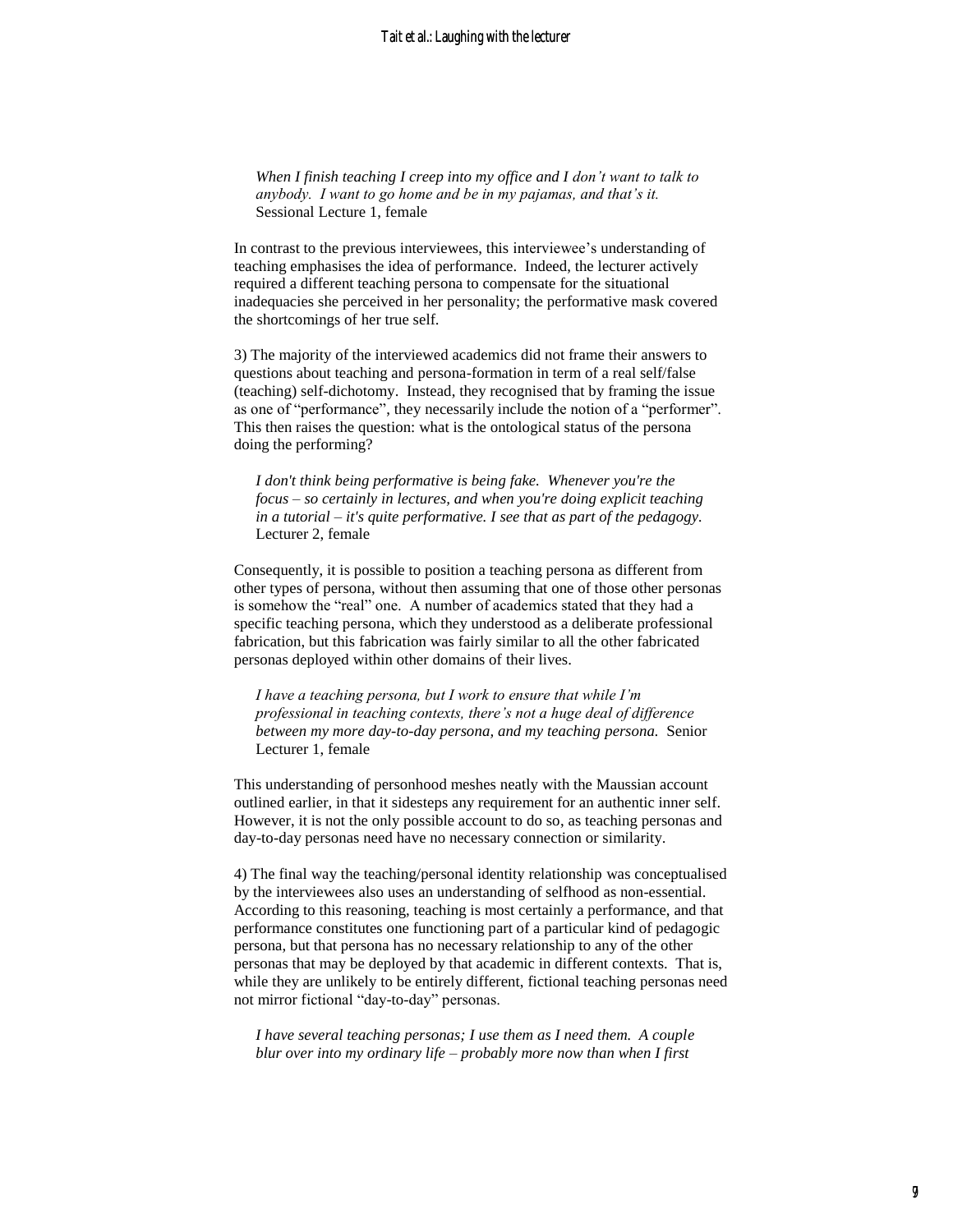> *When I finish teaching I creep into my office and I don't want to talk to anybody. I want to go home and be in my pajamas, and that's it.*
> Sessional Lecture 1, female

In contrast to the previous interviewees, this interviewee's understanding of teaching emphasises the idea of performance. Indeed, the lecturer actively required a different teaching persona to compensate for the situational inadequacies she perceived in her personality; the performative mask covered the shortcomings of her true self.

3) The majority of the interviewed academics did not frame their answers to questions about teaching and persona-formation in term of a real self/false (teaching) self-dichotomy. Instead, they recognised that by framing the issue as one of "performance", they necessarily include the notion of a "performer". This then raises the question: what is the ontological status of the persona doing the performing?

> *I don't think being performative is being fake. Whenever you're the focus – so certainly in lectures, and when you're doing explicit teaching in a tutorial – it's quite performative. I see that as part of the pedagogy.*
> Lecturer 2, female

Consequently, it is possible to position a teaching persona as different from other types of persona, without then assuming that one of those other personas is somehow the "real" one. A number of academics stated that they had a specific teaching persona, which they understood as a deliberate professional fabrication, but this fabrication was fairly similar to all the other fabricated personas deployed within other domains of their lives.

> *I have a teaching persona, but I work to ensure that while I'm professional in teaching contexts, there's not a huge deal of difference between my more day-to-day persona, and my teaching persona.* Senior Lecturer 1, female

This understanding of personhood meshes neatly with the Maussian account outlined earlier, in that it sidesteps any requirement for an authentic inner self. However, it is not the only possible account to do so, as teaching personas and day-to-day personas need have no necessary connection or similarity.

4) The final way the teaching/personal identity relationship was conceptualised by the interviewees also uses an understanding of selfhood as non-essential. According to this reasoning, teaching is most certainly a performance, and that performance constitutes one functioning part of a particular kind of pedagogic persona, but that persona has no necessary relationship to any of the other personas that may be deployed by that academic in different contexts. That is, while they are unlikely to be entirely different, fictional teaching personas need not mirror fictional "day-to-day" personas.

> *I have several teaching personas; I use them as I need them. A couple blur over into my ordinary life – probably more now than when I first*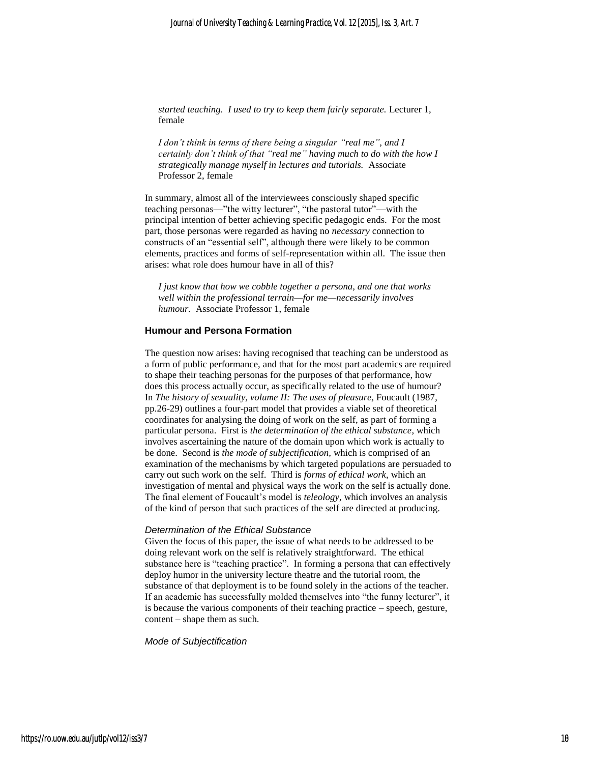*started teaching. I used to try to keep them fairly separate.* Lecturer 1, female

> *I don't think in terms of there being a singular "real me", and I certainly don't think of that "real me" having much to do with the how I strategically manage myself in lectures and tutorials.* Associate Professor 2, female

In summary, almost all of the interviewees consciously shaped specific teaching personas—"the witty lecturer", "the pastoral tutor"—with the principal intention of better achieving specific pedagogic ends. For the most part, those personas were regarded as having no *necessary* connection to constructs of an "essential self", although there were likely to be common elements, practices and forms of self-representation within all. The issue then arises: what role does humour have in all of this?

> *I just know that how we cobble together a persona, and one that works well within the professional terrain—for me—necessarily involves humour.* Associate Professor 1, female

### Humour and Persona Formation

The question now arises: having recognised that teaching can be understood as a form of public performance, and that for the most part academics are required to shape their teaching personas for the purposes of that performance, how does this process actually occur, as specifically related to the use of humour? In *The history of sexuality, volume II: The uses of pleasure,* Foucault (1987, pp.26-29) outlines a four-part model that provides a viable set of theoretical coordinates for analysing the doing of work on the self, as part of forming a particular persona. First is *the determination of the ethical substance*, which involves ascertaining the nature of the domain upon which work is actually to be done. Second is *the mode of subjectification,* which is comprised of an examination of the mechanisms by which targeted populations are persuaded to carry out such work on the self. Third is *forms of ethical work*, which an investigation of mental and physical ways the work on the self is actually done. The final element of Foucault's model is *teleology*, which involves an analysis of the kind of person that such practices of the self are directed at producing.

#### *Determination of the Ethical Substance*

Given the focus of this paper, the issue of what needs to be addressed to be doing relevant work on the self is relatively straightforward. The ethical substance here is "teaching practice". In forming a persona that can effectively deploy humor in the university lecture theatre and the tutorial room, the substance of that deployment is to be found solely in the actions of the teacher. If an academic has successfully molded themselves into "the funny lecturer", it is because the various components of their teaching practice – speech, gesture, content – shape them as such.

#### *Mode of Subjectification*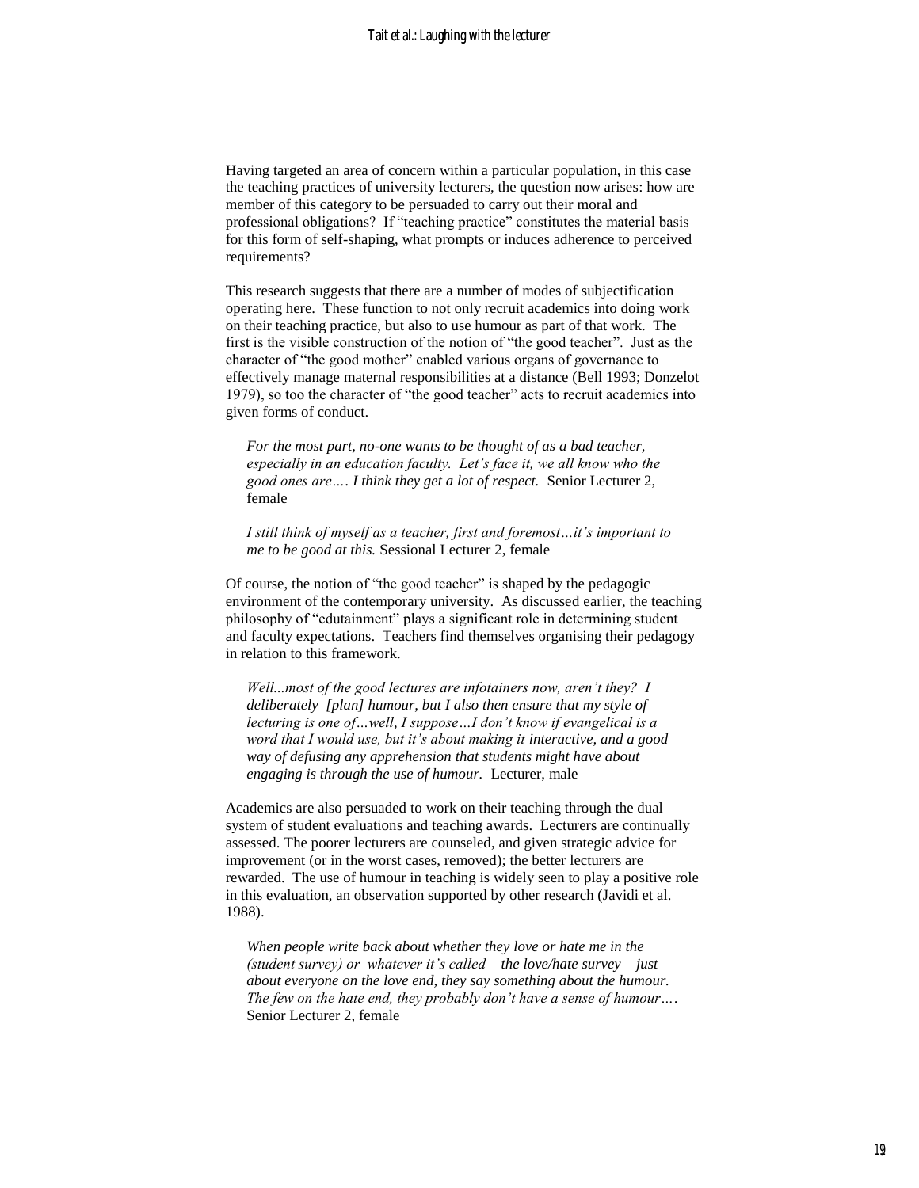Having targeted an area of concern within a particular population, in this case the teaching practices of university lecturers, the question now arises: how are member of this category to be persuaded to carry out their moral and professional obligations? If "teaching practice" constitutes the material basis for this form of self-shaping, what prompts or induces adherence to perceived requirements?

This research suggests that there are a number of modes of subjectification operating here. These function to not only recruit academics into doing work on their teaching practice, but also to use humour as part of that work. The first is the visible construction of the notion of "the good teacher". Just as the character of "the good mother" enabled various organs of governance to effectively manage maternal responsibilities at a distance (Bell 1993; Donzelot 1979), so too the character of "the good teacher" acts to recruit academics into given forms of conduct.

> *For the most part, no-one wants to be thought of as a bad teacher, especially in an education faculty. Let's face it, we all know who the good ones are…. I think they get a lot of respect.* Senior Lecturer 2, female

> *I still think of myself as a teacher, first and foremost…it's important to me to be good at this.* Sessional Lecturer 2, female

Of course, the notion of "the good teacher" is shaped by the pedagogic environment of the contemporary university. As discussed earlier, the teaching philosophy of "edutainment" plays a significant role in determining student and faculty expectations. Teachers find themselves organising their pedagogy in relation to this framework.

> *Well...most of the good lectures are infotainers now, aren't they? I deliberately [plan] humour, but I also then ensure that my style of lecturing is one of…well, I suppose…I don't know if evangelical is a word that I would use, but it's about making it interactive, and a good way of defusing any apprehension that students might have about engaging is through the use of humour.* Lecturer, male

Academics are also persuaded to work on their teaching through the dual system of student evaluations and teaching awards. Lecturers are continually assessed. The poorer lecturers are counseled, and given strategic advice for improvement (or in the worst cases, removed); the better lecturers are rewarded. The use of humour in teaching is widely seen to play a positive role in this evaluation, an observation supported by other research (Javidi et al. 1988).

> *When people write back about whether they love or hate me in the (student survey) or whatever it's called – the love/hate survey – just about everyone on the love end, they say something about the humour. The few on the hate end, they probably don't have a sense of humour….* Senior Lecturer 2, female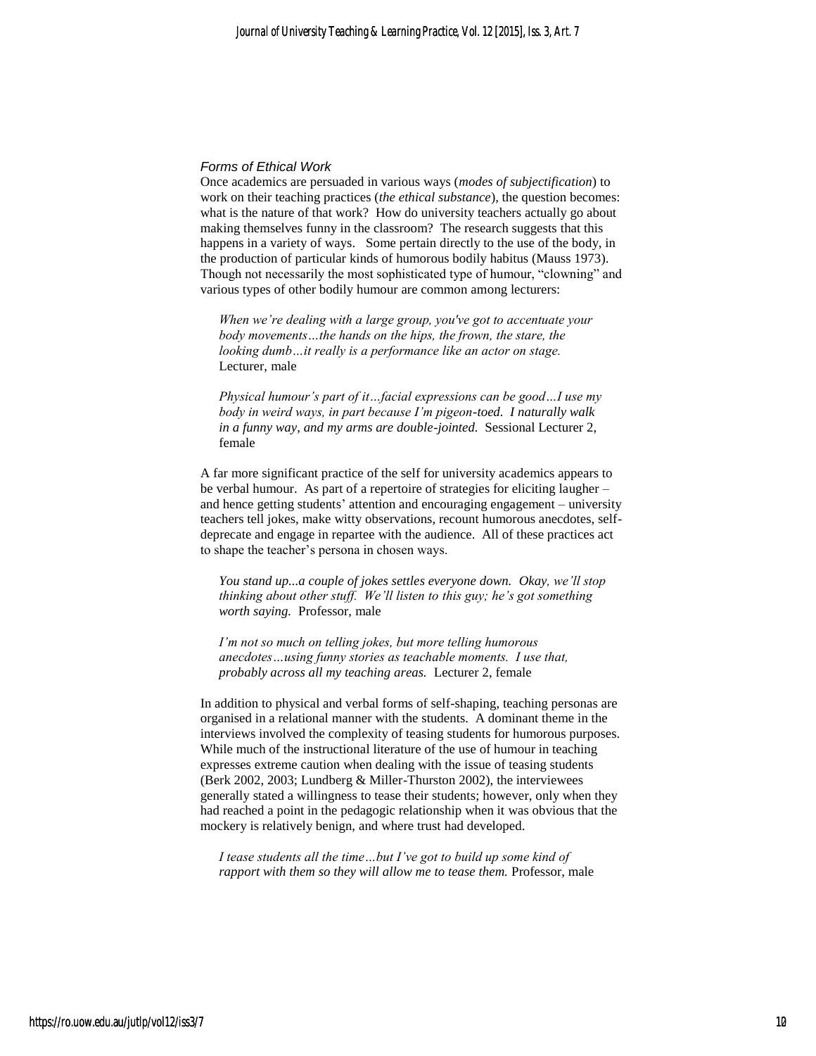### *Forms of Ethical Work*

Once academics are persuaded in various ways (*modes of subjectification*) to work on their teaching practices (*the ethical substance*), the question becomes: what is the nature of that work? How do university teachers actually go about making themselves funny in the classroom? The research suggests that this happens in a variety of ways. Some pertain directly to the use of the body, in the production of particular kinds of humorous bodily habitus (Mauss 1973). Though not necessarily the most sophisticated type of humour, "clowning" and various types of other bodily humour are common among lecturers:

> *When we're dealing with a large group, you've got to accentuate your body movements…the hands on the hips, the frown, the stare, the looking dumb…it really is a performance like an actor on stage.* Lecturer, male

> *Physical humour's part of it…facial expressions can be good…I use my body in weird ways, in part because I'm pigeon-toed. I naturally walk in a funny way, and my arms are double-jointed.* Sessional Lecturer 2, female

A far more significant practice of the self for university academics appears to be verbal humour. As part of a repertoire of strategies for eliciting laugher – and hence getting students' attention and encouraging engagement – university teachers tell jokes, make witty observations, recount humorous anecdotes, self-deprecate and engage in repartee with the audience. All of these practices act to shape the teacher's persona in chosen ways.

> *You stand up...a couple of jokes settles everyone down. Okay, we'll stop thinking about other stuff. We'll listen to this guy; he's got something worth saying.* Professor, male

> *I'm not so much on telling jokes, but more telling humorous anecdotes…using funny stories as teachable moments. I use that, probably across all my teaching areas.* Lecturer 2, female

In addition to physical and verbal forms of self-shaping, teaching personas are organised in a relational manner with the students. A dominant theme in the interviews involved the complexity of teasing students for humorous purposes. While much of the instructional literature of the use of humour in teaching expresses extreme caution when dealing with the issue of teasing students (Berk 2002, 2003; Lundberg & Miller-Thurston 2002), the interviewees generally stated a willingness to tease their students; however, only when they had reached a point in the pedagogic relationship when it was obvious that the mockery is relatively benign, and where trust had developed.

> *I tease students all the time…but I've got to build up some kind of rapport with them so they will allow me to tease them.* Professor, male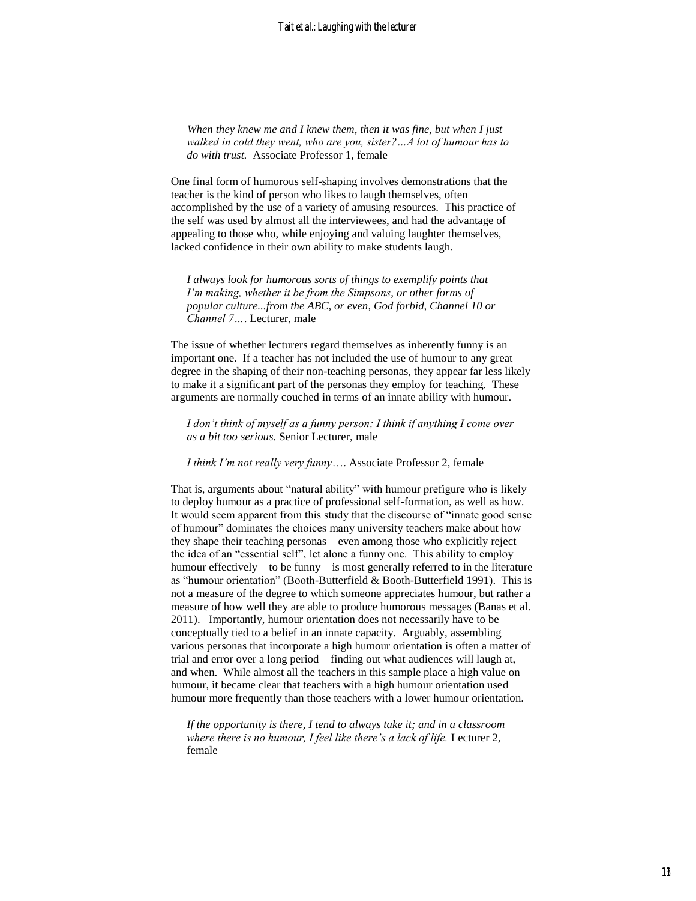> *When they knew me and I knew them, then it was fine, but when I just walked in cold they went, who are you, sister?…A lot of humour has to do with trust.* Associate Professor 1, female

One final form of humorous self-shaping involves demonstrations that the teacher is the kind of person who likes to laugh themselves, often accomplished by the use of a variety of amusing resources. This practice of the self was used by almost all the interviewees, and had the advantage of appealing to those who, while enjoying and valuing laughter themselves, lacked confidence in their own ability to make students laugh.

> *I always look for humorous sorts of things to exemplify points that I'm making, whether it be from the Simpsons, or other forms of popular culture...from the ABC, or even, God forbid, Channel 10 or Channel 7….* Lecturer, male

The issue of whether lecturers regard themselves as inherently funny is an important one. If a teacher has not included the use of humour to any great degree in the shaping of their non-teaching personas, they appear far less likely to make it a significant part of the personas they employ for teaching. These arguments are normally couched in terms of an innate ability with humour.

> *I don't think of myself as a funny person; I think if anything I come over as a bit too serious.* Senior Lecturer, male

> *I think I'm not really very funny….* Associate Professor 2, female

That is, arguments about "natural ability" with humour prefigure who is likely to deploy humour as a practice of professional self-formation, as well as how. It would seem apparent from this study that the discourse of "innate good sense of humour" dominates the choices many university teachers make about how they shape their teaching personas – even among those who explicitly reject the idea of an "essential self", let alone a funny one. This ability to employ humour effectively – to be funny – is most generally referred to in the literature as "humour orientation" (Booth-Butterfield & Booth-Butterfield 1991). This is not a measure of the degree to which someone appreciates humour, but rather a measure of how well they are able to produce humorous messages (Banas et al. 2011). Importantly, humour orientation does not necessarily have to be conceptually tied to a belief in an innate capacity. Arguably, assembling various personas that incorporate a high humour orientation is often a matter of trial and error over a long period – finding out what audiences will laugh at, and when. While almost all the teachers in this sample place a high value on humour, it became clear that teachers with a high humour orientation used humour more frequently than those teachers with a lower humour orientation.

> *If the opportunity is there, I tend to always take it; and in a classroom where there is no humour, I feel like there's a lack of life.* Lecturer 2, female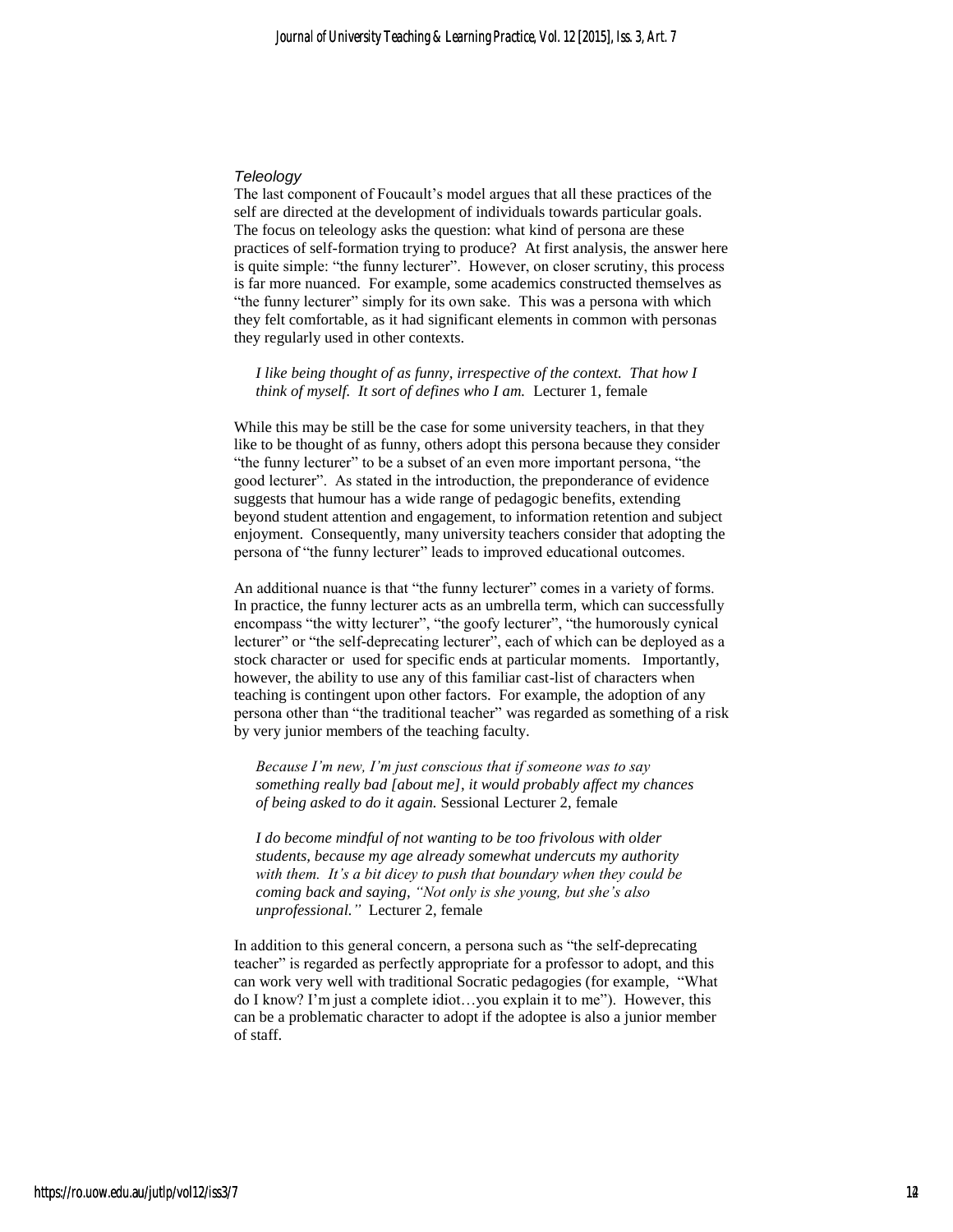### *Teleology*

The last component of Foucault's model argues that all these practices of the self are directed at the development of individuals towards particular goals. The focus on teleology asks the question: what kind of persona are these practices of self-formation trying to produce? At first analysis, the answer here is quite simple: "the funny lecturer". However, on closer scrutiny, this process is far more nuanced. For example, some academics constructed themselves as "the funny lecturer" simply for its own sake. This was a persona with which they felt comfortable, as it had significant elements in common with personas they regularly used in other contexts.

> *I like being thought of as funny, irrespective of the context. That how I think of myself. It sort of defines who I am.* Lecturer 1, female

While this may be still be the case for some university teachers, in that they like to be thought of as funny, others adopt this persona because they consider "the funny lecturer" to be a subset of an even more important persona, "the good lecturer". As stated in the introduction, the preponderance of evidence suggests that humour has a wide range of pedagogic benefits, extending beyond student attention and engagement, to information retention and subject enjoyment. Consequently, many university teachers consider that adopting the persona of "the funny lecturer" leads to improved educational outcomes.

An additional nuance is that "the funny lecturer" comes in a variety of forms. In practice, the funny lecturer acts as an umbrella term, which can successfully encompass "the witty lecturer", "the goofy lecturer", "the humorously cynical lecturer" or "the self-deprecating lecturer", each of which can be deployed as a stock character or used for specific ends at particular moments. Importantly, however, the ability to use any of this familiar cast-list of characters when teaching is contingent upon other factors. For example, the adoption of any persona other than "the traditional teacher" was regarded as something of a risk by very junior members of the teaching faculty.

> *Because I'm new, I'm just conscious that if someone was to say something really bad [about me], it would probably affect my chances of being asked to do it again.* Sessional Lecturer 2, female

> *I do become mindful of not wanting to be too frivolous with older students, because my age already somewhat undercuts my authority with them. It's a bit dicey to push that boundary when they could be coming back and saying, "Not only is she young, but she's also unprofessional."* Lecturer 2, female

In addition to this general concern, a persona such as "the self-deprecating teacher" is regarded as perfectly appropriate for a professor to adopt, and this can work very well with traditional Socratic pedagogies (for example, "What do I know? I'm just a complete idiot…you explain it to me"). However, this can be a problematic character to adopt if the adoptee is also a junior member of staff.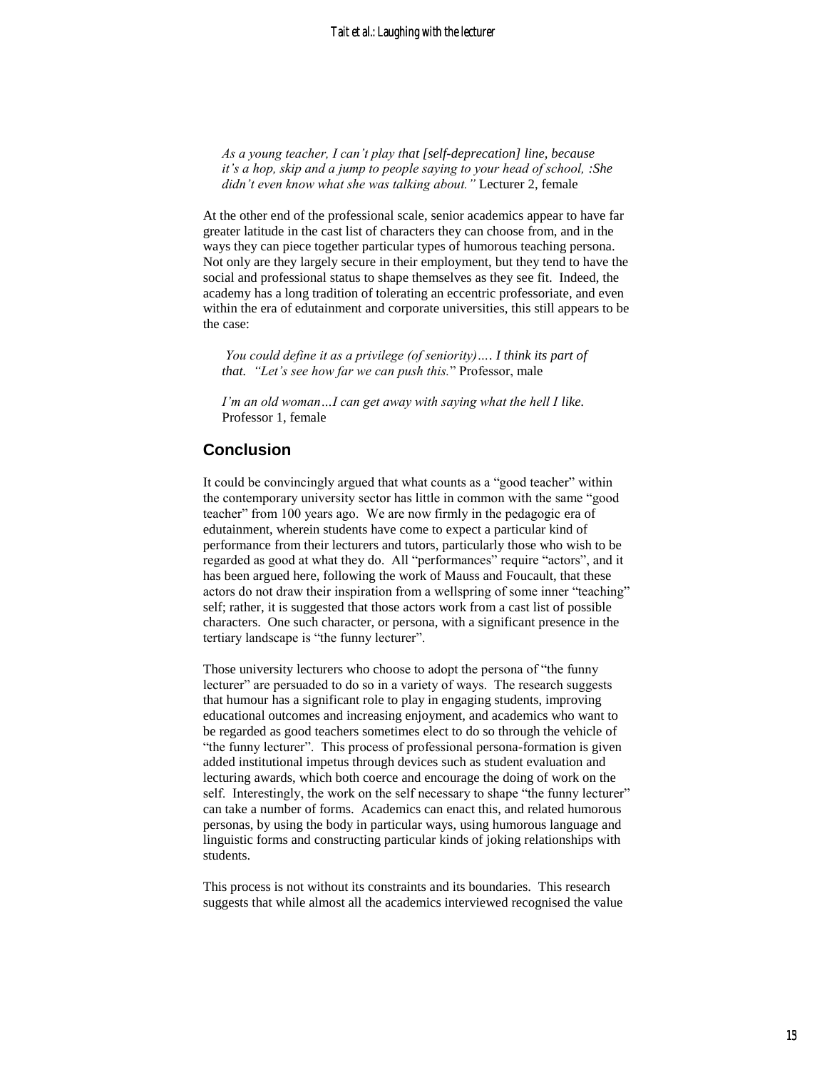> *As a young teacher, I can't play that [self-deprecation] line, because it's a hop, skip and a jump to people saying to your head of school, :She didn't even know what she was talking about."* Lecturer 2, female

At the other end of the professional scale, senior academics appear to have far greater latitude in the cast list of characters they can choose from, and in the ways they can piece together particular types of humorous teaching persona. Not only are they largely secure in their employment, but they tend to have the social and professional status to shape themselves as they see fit. Indeed, the academy has a long tradition of tolerating an eccentric professoriate, and even within the era of edutainment and corporate universities, this still appears to be the case:

> *You could define it as a privilege (of seniority)…. I think its part of that. "Let's see how far we can push this.*" Professor, male

> *I'm an old woman…I can get away with saying what the hell I like.* Professor 1, female

## Conclusion

It could be convincingly argued that what counts as a "good teacher" within the contemporary university sector has little in common with the same "good teacher" from 100 years ago. We are now firmly in the pedagogic era of edutainment, wherein students have come to expect a particular kind of performance from their lecturers and tutors, particularly those who wish to be regarded as good at what they do. All "performances" require "actors", and it has been argued here, following the work of Mauss and Foucault, that these actors do not draw their inspiration from a wellspring of some inner "teaching" self; rather, it is suggested that those actors work from a cast list of possible characters. One such character, or persona, with a significant presence in the tertiary landscape is "the funny lecturer".

Those university lecturers who choose to adopt the persona of "the funny lecturer" are persuaded to do so in a variety of ways. The research suggests that humour has a significant role to play in engaging students, improving educational outcomes and increasing enjoyment, and academics who want to be regarded as good teachers sometimes elect to do so through the vehicle of "the funny lecturer". This process of professional persona-formation is given added institutional impetus through devices such as student evaluation and lecturing awards, which both coerce and encourage the doing of work on the self. Interestingly, the work on the self necessary to shape "the funny lecturer" can take a number of forms. Academics can enact this, and related humorous personas, by using the body in particular ways, using humorous language and linguistic forms and constructing particular kinds of joking relationships with students.

This process is not without its constraints and its boundaries. This research suggests that while almost all the academics interviewed recognised the value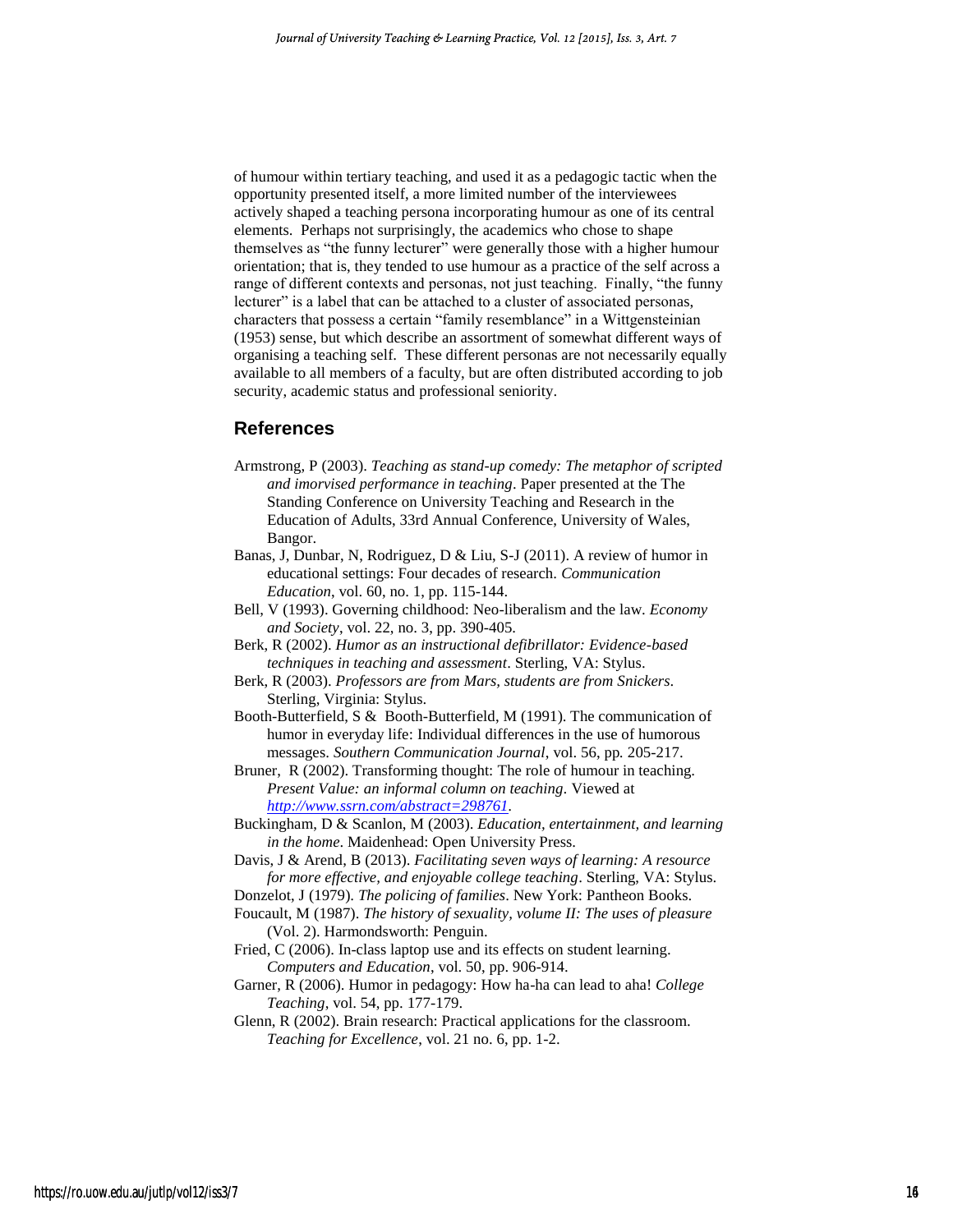of humour within tertiary teaching, and used it as a pedagogic tactic when the opportunity presented itself, a more limited number of the interviewees actively shaped a teaching persona incorporating humour as one of its central elements. Perhaps not surprisingly, the academics who chose to shape themselves as "the funny lecturer" were generally those with a higher humour orientation; that is, they tended to use humour as a practice of the self across a range of different contexts and personas, not just teaching. Finally, "the funny lecturer" is a label that can be attached to a cluster of associated personas, characters that possess a certain "family resemblance" in a Wittgensteinian (1953) sense, but which describe an assortment of somewhat different ways of organising a teaching self. These different personas are not necessarily equally available to all members of a faculty, but are often distributed according to job security, academic status and professional seniority.

## References

Armstrong, P (2003). *Teaching as stand-up comedy: The metaphor of scripted and imorvised performance in teaching*. Paper presented at the The Standing Conference on University Teaching and Research in the Education of Adults, 33rd Annual Conference, University of Wales, Bangor.

Banas, J, Dunbar, N, Rodriguez, D & Liu, S-J (2011). A review of humor in educational settings: Four decades of research. *Communication Education*, vol. 60, no. 1, pp. 115-144.

Bell, V (1993). Governing childhood: Neo-liberalism and the law. *Economy and Society*, vol. 22, no. 3, pp. 390-405.

Berk, R (2002). *Humor as an instructional defibrillator: Evidence-based techniques in teaching and assessment*. Sterling, VA: Stylus.

Berk, R (2003). *Professors are from Mars, students are from Snickers*. Sterling, Virginia: Stylus.

Booth-Butterfield, S & Booth-Butterfield, M (1991). The communication of humor in everyday life: Individual differences in the use of humorous messages. *Southern Communication Journal*, vol. 56, pp. 205-217.

Bruner, R (2002). Transforming thought: The role of humour in teaching. *Present Value: an informal column on teaching*. Viewed at *http://www.ssrn.com/abstract=298761*.

Buckingham, D & Scanlon, M (2003). *Education, entertainment, and learning in the home*. Maidenhead: Open University Press.

Davis, J & Arend, B (2013). *Facilitating seven ways of learning: A resource for more effective, and enjoyable college teaching*. Sterling, VA: Stylus.

Donzelot, J (1979). *The policing of families*. New York: Pantheon Books.

Foucault, M (1987). *The history of sexuality, volume II: The uses of pleasure* (Vol. 2). Harmondsworth: Penguin.

Fried, C (2006). In-class laptop use and its effects on student learning. *Computers and Education*, vol. 50, pp. 906-914.

Garner, R (2006). Humor in pedagogy: How ha-ha can lead to aha! *College Teaching*, vol. 54, pp. 177-179.

Glenn, R (2002). Brain research: Practical applications for the classroom. *Teaching for Excellence*, vol. 21 no. 6, pp. 1-2.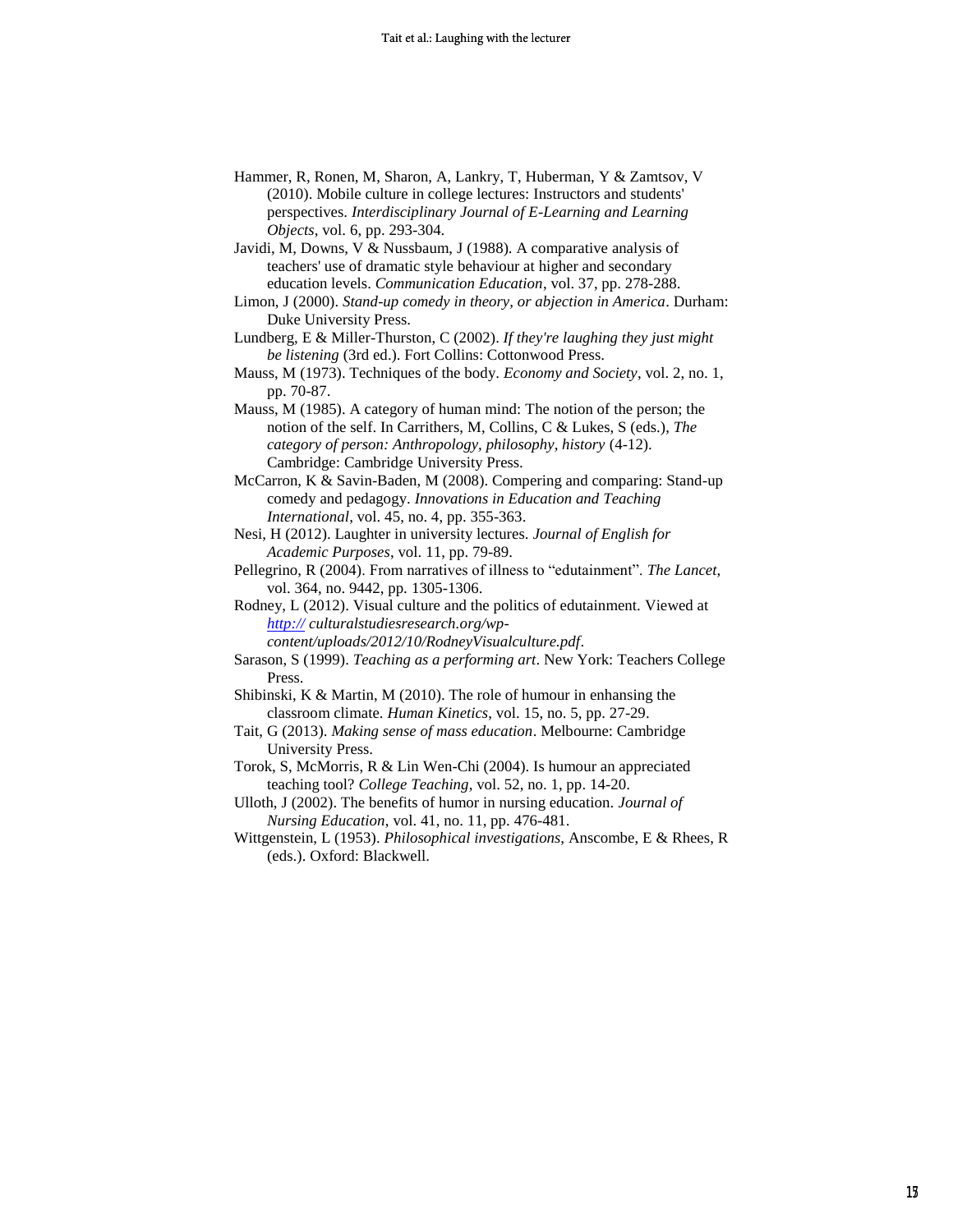Hammer, R, Ronen, M, Sharon, A, Lankry, T, Huberman, Y & Zamtsov, V (2010). Mobile culture in college lectures: Instructors and students' perspectives. *Interdisciplinary Journal of E-Learning and Learning Objects*, vol. 6, pp. 293-304.

Javidi, M, Downs, V & Nussbaum, J (1988). A comparative analysis of teachers' use of dramatic style behaviour at higher and secondary education levels. *Communication Education*, vol. 37, pp. 278-288.

Limon, J (2000). *Stand-up comedy in theory, or abjection in America*. Durham: Duke University Press.

Lundberg, E & Miller-Thurston, C (2002). *If they're laughing they just might be listening* (3rd ed.). Fort Collins: Cottonwood Press.

Mauss, M (1973). Techniques of the body. *Economy and Society*, vol. 2, no. 1, pp. 70-87.

Mauss, M (1985). A category of human mind: The notion of the person; the notion of the self. In Carrithers, M, Collins, C & Lukes, S (eds.), *The category of person: Anthropology, philosophy, history* (4-12). Cambridge: Cambridge University Press.

McCarron, K & Savin-Baden, M (2008). Compering and comparing: Stand-up comedy and pedagogy. *Innovations in Education and Teaching International*, vol. 45, no. 4, pp. 355-363.

Nesi, H (2012). Laughter in university lectures. *Journal of English for Academic Purposes*, vol. 11, pp. 79-89.

Pellegrino, R (2004). From narratives of illness to "edutainment". *The Lancet*, vol. 364, no. 9442, pp. 1305-1306.

Rodney, L (2012). Visual culture and the politics of edutainment. Viewed at *http:// culturalstudiesresearch.org/wp-content/uploads/2012/10/RodneyVisualculture.pdf*.

Sarason, S (1999). *Teaching as a performing art*. New York: Teachers College Press.

Shibinski, K & Martin, M (2010). The role of humour in enhansing the classroom climate. *Human Kinetics*, vol. 15, no. 5, pp. 27-29.

Tait, G (2013). *Making sense of mass education*. Melbourne: Cambridge University Press.

Torok, S, McMorris, R & Lin Wen-Chi (2004). Is humour an appreciated teaching tool? *College Teaching*, vol. 52, no. 1, pp. 14-20.

Ulloth, J (2002). The benefits of humor in nursing education. *Journal of Nursing Education*, vol. 41, no. 11, pp. 476-481.

Wittgenstein, L (1953). *Philosophical investigations*, Anscombe, E & Rhees, R (eds.). Oxford: Blackwell.